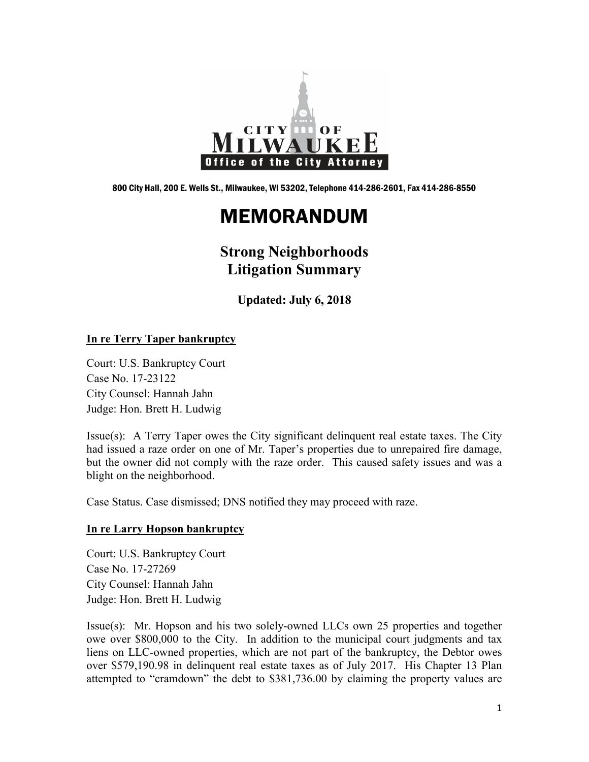CITY OF MILWAUKEE
Office of the City Attorney

800 City Hall, 200 E. Wells St., Milwaukee, WI 53202, Telephone 414-286-2601, Fax 414-286-8550

# MEMORANDUM

## Strong Neighborhoods
## Litigation Summary

**Updated: July 6, 2018**

**<u>In re Terry Taper bankruptcy</u>**

Court: U.S. Bankruptcy Court
Case No. 17-23122
City Counsel: Hannah Jahn
Judge: Hon. Brett H. Ludwig

Issue(s): A Terry Taper owes the City significant delinquent real estate taxes. The City had issued a raze order on one of Mr. Taper's properties due to unrepaired fire damage, but the owner did not comply with the raze order. This caused safety issues and was a blight on the neighborhood.

Case Status. Case dismissed; DNS notified they may proceed with raze.

**<u>In re Larry Hopson bankruptcy</u>**

Court: U.S. Bankruptcy Court
Case No. 17-27269
City Counsel: Hannah Jahn
Judge: Hon. Brett H. Ludwig

Issue(s): Mr. Hopson and his two solely-owned LLCs own 25 properties and together owe over $800,000 to the City. In addition to the municipal court judgments and tax liens on LLC-owned properties, which are not part of the bankruptcy, the Debtor owes over $579,190.98 in delinquent real estate taxes as of July 2017. His Chapter 13 Plan attempted to "cramdown" the debt to $381,736.00 by claiming the property values are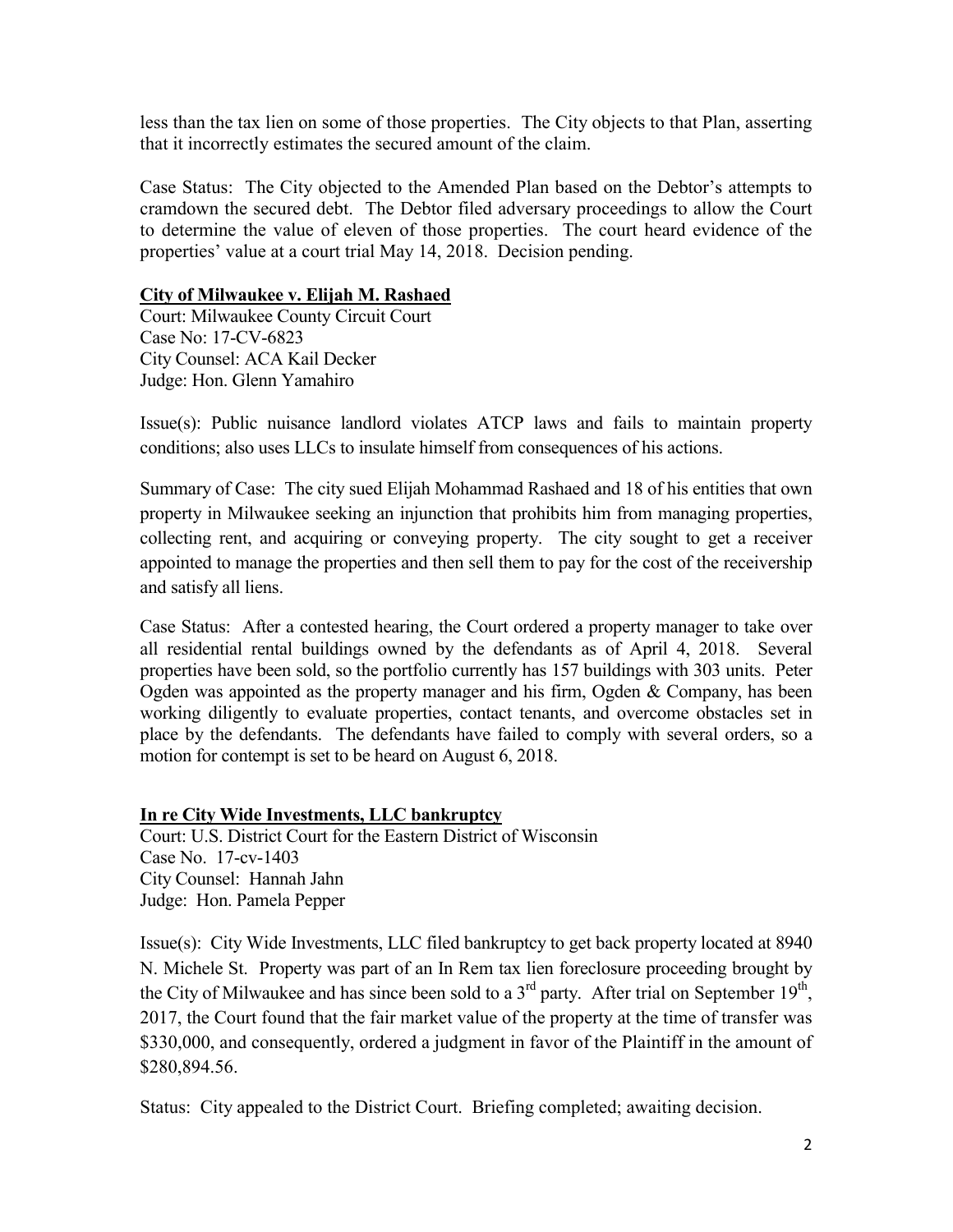less than the tax lien on some of those properties. The City objects to that Plan, asserting that it incorrectly estimates the secured amount of the claim.

Case Status: The City objected to the Amended Plan based on the Debtor's attempts to cramdown the secured debt. The Debtor filed adversary proceedings to allow the Court to determine the value of eleven of those properties. The court heard evidence of the properties' value at a court trial May 14, 2018. Decision pending.

**City of Milwaukee v. Elijah M. Rashaed**

Court: Milwaukee County Circuit Court
Case No: 17-CV-6823
City Counsel: ACA Kail Decker
Judge: Hon. Glenn Yamahiro

Issue(s): Public nuisance landlord violates ATCP laws and fails to maintain property conditions; also uses LLCs to insulate himself from consequences of his actions.

Summary of Case: The city sued Elijah Mohammad Rashaed and 18 of his entities that own property in Milwaukee seeking an injunction that prohibits him from managing properties, collecting rent, and acquiring or conveying property. The city sought to get a receiver appointed to manage the properties and then sell them to pay for the cost of the receivership and satisfy all liens.

Case Status: After a contested hearing, the Court ordered a property manager to take over all residential rental buildings owned by the defendants as of April 4, 2018. Several properties have been sold, so the portfolio currently has 157 buildings with 303 units. Peter Ogden was appointed as the property manager and his firm, Ogden & Company, has been working diligently to evaluate properties, contact tenants, and overcome obstacles set in place by the defendants. The defendants have failed to comply with several orders, so a motion for contempt is set to be heard on August 6, 2018.

**In re City Wide Investments, LLC bankruptcy**

Court: U.S. District Court for the Eastern District of Wisconsin
Case No. 17-cv-1403
City Counsel: Hannah Jahn
Judge: Hon. Pamela Pepper

Issue(s): City Wide Investments, LLC filed bankruptcy to get back property located at 8940 N. Michele St. Property was part of an In Rem tax lien foreclosure proceeding brought by the City of Milwaukee and has since been sold to a 3rd party. After trial on September 19th, 2017, the Court found that the fair market value of the property at the time of transfer was $330,000, and consequently, ordered a judgment in favor of the Plaintiff in the amount of $280,894.56.

Status: City appealed to the District Court. Briefing completed; awaiting decision.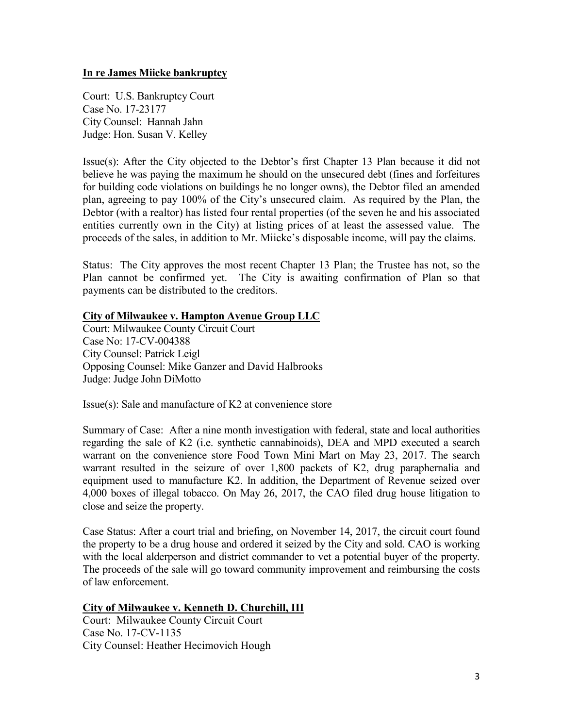**In re James Miicke bankruptcy**

Court: U.S. Bankruptcy Court
Case No. 17-23177
City Counsel: Hannah Jahn
Judge: Hon. Susan V. Kelley

Issue(s): After the City objected to the Debtor's first Chapter 13 Plan because it did not believe he was paying the maximum he should on the unsecured debt (fines and forfeitures for building code violations on buildings he no longer owns), the Debtor filed an amended plan, agreeing to pay 100% of the City's unsecured claim. As required by the Plan, the Debtor (with a realtor) has listed four rental properties (of the seven he and his associated entities currently own in the City) at listing prices of at least the assessed value. The proceeds of the sales, in addition to Mr. Miicke's disposable income, will pay the claims.

Status: The City approves the most recent Chapter 13 Plan; the Trustee has not, so the Plan cannot be confirmed yet. The City is awaiting confirmation of Plan so that payments can be distributed to the creditors.

**City of Milwaukee v. Hampton Avenue Group LLC**

Court: Milwaukee County Circuit Court
Case No: 17-CV-004388
City Counsel: Patrick Leigl
Opposing Counsel: Mike Ganzer and David Halbrooks
Judge: Judge John DiMotto

Issue(s): Sale and manufacture of K2 at convenience store

Summary of Case: After a nine month investigation with federal, state and local authorities regarding the sale of K2 (i.e. synthetic cannabinoids), DEA and MPD executed a search warrant on the convenience store Food Town Mini Mart on May 23, 2017. The search warrant resulted in the seizure of over 1,800 packets of K2, drug paraphernalia and equipment used to manufacture K2. In addition, the Department of Revenue seized over 4,000 boxes of illegal tobacco. On May 26, 2017, the CAO filed drug house litigation to close and seize the property.

Case Status: After a court trial and briefing, on November 14, 2017, the circuit court found the property to be a drug house and ordered it seized by the City and sold. CAO is working with the local alderperson and district commander to vet a potential buyer of the property. The proceeds of the sale will go toward community improvement and reimbursing the costs of law enforcement.

**City of Milwaukee v. Kenneth D. Churchill, III**

Court: Milwaukee County Circuit Court
Case No. 17-CV-1135
City Counsel: Heather Hecimovich Hough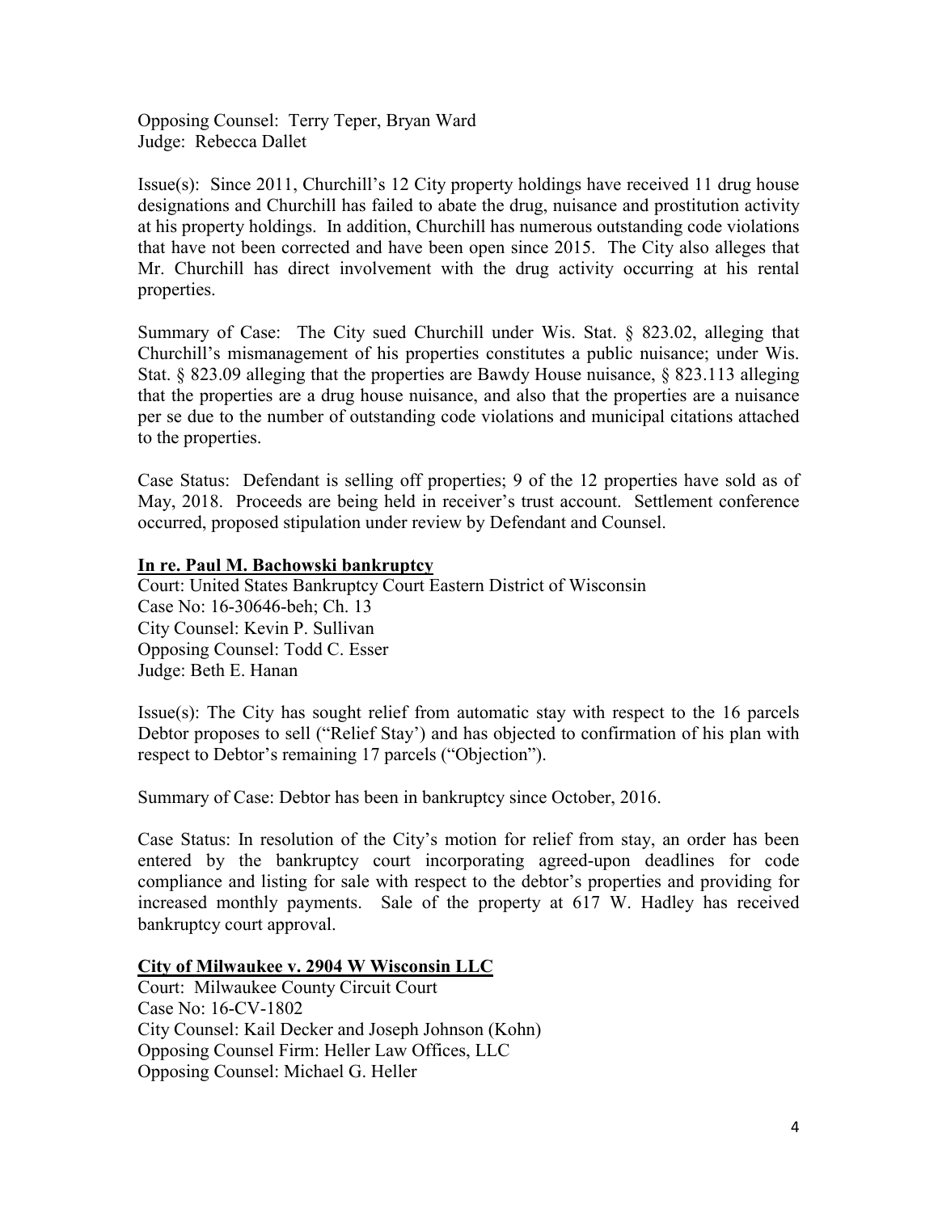Opposing Counsel: Terry Teper, Bryan Ward
Judge: Rebecca Dallet

Issue(s): Since 2011, Churchill's 12 City property holdings have received 11 drug house designations and Churchill has failed to abate the drug, nuisance and prostitution activity at his property holdings. In addition, Churchill has numerous outstanding code violations that have not been corrected and have been open since 2015. The City also alleges that Mr. Churchill has direct involvement with the drug activity occurring at his rental properties.

Summary of Case: The City sued Churchill under Wis. Stat. § 823.02, alleging that Churchill's mismanagement of his properties constitutes a public nuisance; under Wis. Stat. § 823.09 alleging that the properties are Bawdy House nuisance, § 823.113 alleging that the properties are a drug house nuisance, and also that the properties are a nuisance per se due to the number of outstanding code violations and municipal citations attached to the properties.

Case Status: Defendant is selling off properties; 9 of the 12 properties have sold as of May, 2018. Proceeds are being held in receiver's trust account. Settlement conference occurred, proposed stipulation under review by Defendant and Counsel.

**In re. Paul M. Bachowski bankruptcy**
Court: United States Bankruptcy Court Eastern District of Wisconsin
Case No: 16-30646-beh; Ch. 13
City Counsel: Kevin P. Sullivan
Opposing Counsel: Todd C. Esser
Judge: Beth E. Hanan

Issue(s): The City has sought relief from automatic stay with respect to the 16 parcels Debtor proposes to sell ("Relief Stay') and has objected to confirmation of his plan with respect to Debtor's remaining 17 parcels ("Objection").

Summary of Case: Debtor has been in bankruptcy since October, 2016.

Case Status: In resolution of the City's motion for relief from stay, an order has been entered by the bankruptcy court incorporating agreed-upon deadlines for code compliance and listing for sale with respect to the debtor's properties and providing for increased monthly payments. Sale of the property at 617 W. Hadley has received bankruptcy court approval.

**City of Milwaukee v. 2904 W Wisconsin LLC**
Court: Milwaukee County Circuit Court
Case No: 16-CV-1802
City Counsel: Kail Decker and Joseph Johnson (Kohn)
Opposing Counsel Firm: Heller Law Offices, LLC
Opposing Counsel: Michael G. Heller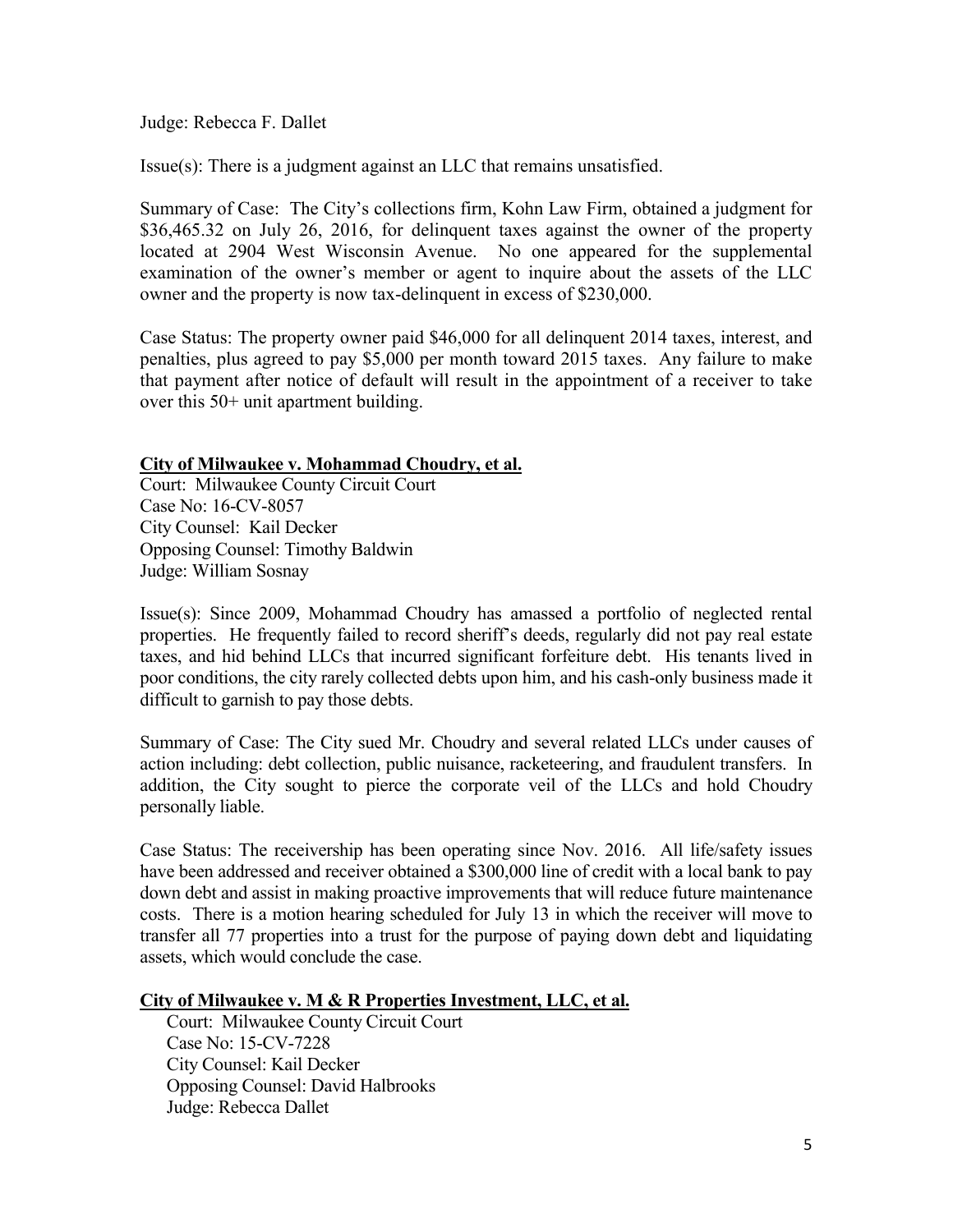Judge: Rebecca F. Dallet

Issue(s): There is a judgment against an LLC that remains unsatisfied.

Summary of Case: The City's collections firm, Kohn Law Firm, obtained a judgment for $36,465.32 on July 26, 2016, for delinquent taxes against the owner of the property located at 2904 West Wisconsin Avenue. No one appeared for the supplemental examination of the owner's member or agent to inquire about the assets of the LLC owner and the property is now tax-delinquent in excess of $230,000.

Case Status: The property owner paid $46,000 for all delinquent 2014 taxes, interest, and penalties, plus agreed to pay $5,000 per month toward 2015 taxes. Any failure to make that payment after notice of default will result in the appointment of a receiver to take over this 50+ unit apartment building.

**City of Milwaukee v. Mohammad Choudry, et al.**

Court: Milwaukee County Circuit Court
Case No: 16-CV-8057
City Counsel: Kail Decker
Opposing Counsel: Timothy Baldwin
Judge: William Sosnay

Issue(s): Since 2009, Mohammad Choudry has amassed a portfolio of neglected rental properties. He frequently failed to record sheriff's deeds, regularly did not pay real estate taxes, and hid behind LLCs that incurred significant forfeiture debt. His tenants lived in poor conditions, the city rarely collected debts upon him, and his cash-only business made it difficult to garnish to pay those debts.

Summary of Case: The City sued Mr. Choudry and several related LLCs under causes of action including: debt collection, public nuisance, racketeering, and fraudulent transfers. In addition, the City sought to pierce the corporate veil of the LLCs and hold Choudry personally liable.

Case Status: The receivership has been operating since Nov. 2016. All life/safety issues have been addressed and receiver obtained a $300,000 line of credit with a local bank to pay down debt and assist in making proactive improvements that will reduce future maintenance costs. There is a motion hearing scheduled for July 13 in which the receiver will move to transfer all 77 properties into a trust for the purpose of paying down debt and liquidating assets, which would conclude the case.

**City of Milwaukee v. M & R Properties Investment, LLC, et al.**

Court: Milwaukee County Circuit Court
Case No: 15-CV-7228
City Counsel: Kail Decker
Opposing Counsel: David Halbrooks
Judge: Rebecca Dallet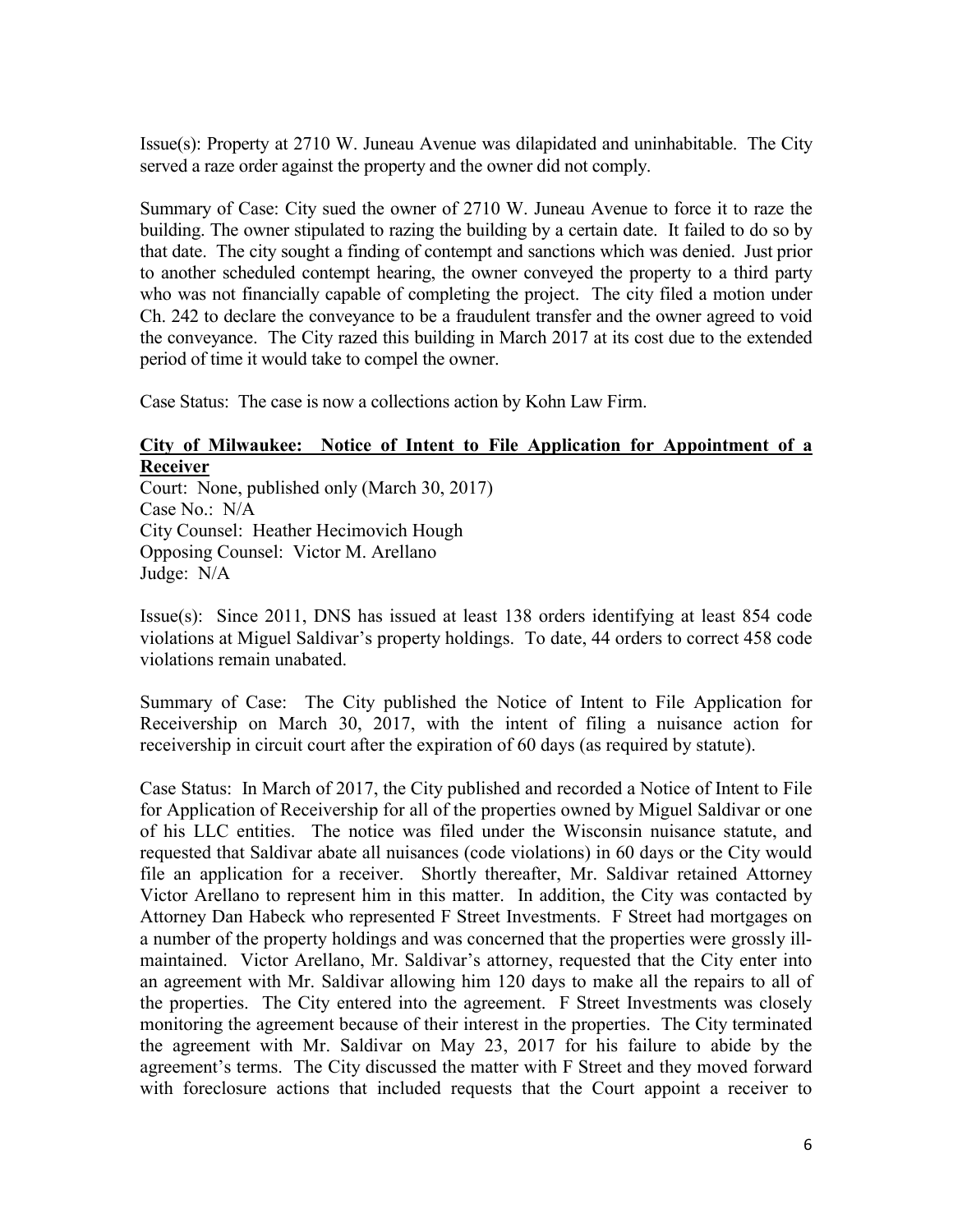Issue(s): Property at 2710 W. Juneau Avenue was dilapidated and uninhabitable. The City served a raze order against the property and the owner did not comply.

Summary of Case: City sued the owner of 2710 W. Juneau Avenue to force it to raze the building. The owner stipulated to razing the building by a certain date. It failed to do so by that date. The city sought a finding of contempt and sanctions which was denied. Just prior to another scheduled contempt hearing, the owner conveyed the property to a third party who was not financially capable of completing the project. The city filed a motion under Ch. 242 to declare the conveyance to be a fraudulent transfer and the owner agreed to void the conveyance. The City razed this building in March 2017 at its cost due to the extended period of time it would take to compel the owner.

Case Status: The case is now a collections action by Kohn Law Firm.

**City of Milwaukee: Notice of Intent to File Application for Appointment of a Receiver**

Court: None, published only (March 30, 2017)
Case No.: N/A
City Counsel: Heather Hecimovich Hough
Opposing Counsel: Victor M. Arellano
Judge: N/A

Issue(s): Since 2011, DNS has issued at least 138 orders identifying at least 854 code violations at Miguel Saldivar's property holdings. To date, 44 orders to correct 458 code violations remain unabated.

Summary of Case: The City published the Notice of Intent to File Application for Receivership on March 30, 2017, with the intent of filing a nuisance action for receivership in circuit court after the expiration of 60 days (as required by statute).

Case Status: In March of 2017, the City published and recorded a Notice of Intent to File for Application of Receivership for all of the properties owned by Miguel Saldivar or one of his LLC entities. The notice was filed under the Wisconsin nuisance statute, and requested that Saldivar abate all nuisances (code violations) in 60 days or the City would file an application for a receiver. Shortly thereafter, Mr. Saldivar retained Attorney Victor Arellano to represent him in this matter. In addition, the City was contacted by Attorney Dan Habeck who represented F Street Investments. F Street had mortgages on a number of the property holdings and was concerned that the properties were grossly ill-maintained. Victor Arellano, Mr. Saldivar's attorney, requested that the City enter into an agreement with Mr. Saldivar allowing him 120 days to make all the repairs to all of the properties. The City entered into the agreement. F Street Investments was closely monitoring the agreement because of their interest in the properties. The City terminated the agreement with Mr. Saldivar on May 23, 2017 for his failure to abide by the agreement's terms. The City discussed the matter with F Street and they moved forward with foreclosure actions that included requests that the Court appoint a receiver to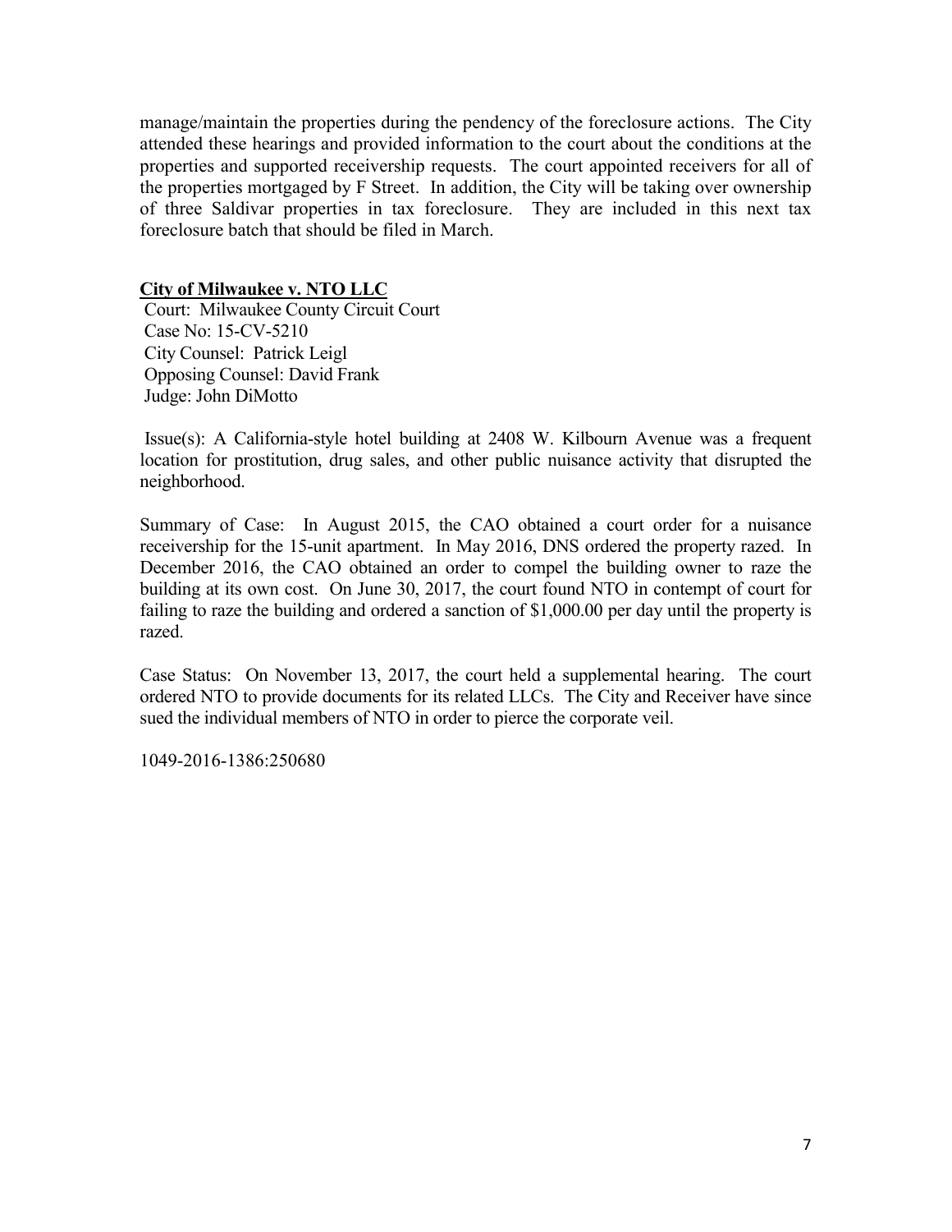manage/maintain the properties during the pendency of the foreclosure actions. The City attended these hearings and provided information to the court about the conditions at the properties and supported receivership requests. The court appointed receivers for all of the properties mortgaged by F Street. In addition, the City will be taking over ownership of three Saldivar properties in tax foreclosure. They are included in this next tax foreclosure batch that should be filed in March.

**City of Milwaukee v. NTO LLC**

Court: Milwaukee County Circuit Court
Case No: 15-CV-5210
City Counsel: Patrick Leigl
Opposing Counsel: David Frank
Judge: John DiMotto

Issue(s): A California-style hotel building at 2408 W. Kilbourn Avenue was a frequent location for prostitution, drug sales, and other public nuisance activity that disrupted the neighborhood.

Summary of Case: In August 2015, the CAO obtained a court order for a nuisance receivership for the 15-unit apartment. In May 2016, DNS ordered the property razed. In December 2016, the CAO obtained an order to compel the building owner to raze the building at its own cost. On June 30, 2017, the court found NTO in contempt of court for failing to raze the building and ordered a sanction of $1,000.00 per day until the property is razed.

Case Status: On November 13, 2017, the court held a supplemental hearing. The court ordered NTO to provide documents for its related LLCs. The City and Receiver have since sued the individual members of NTO in order to pierce the corporate veil.

1049-2016-1386:250680